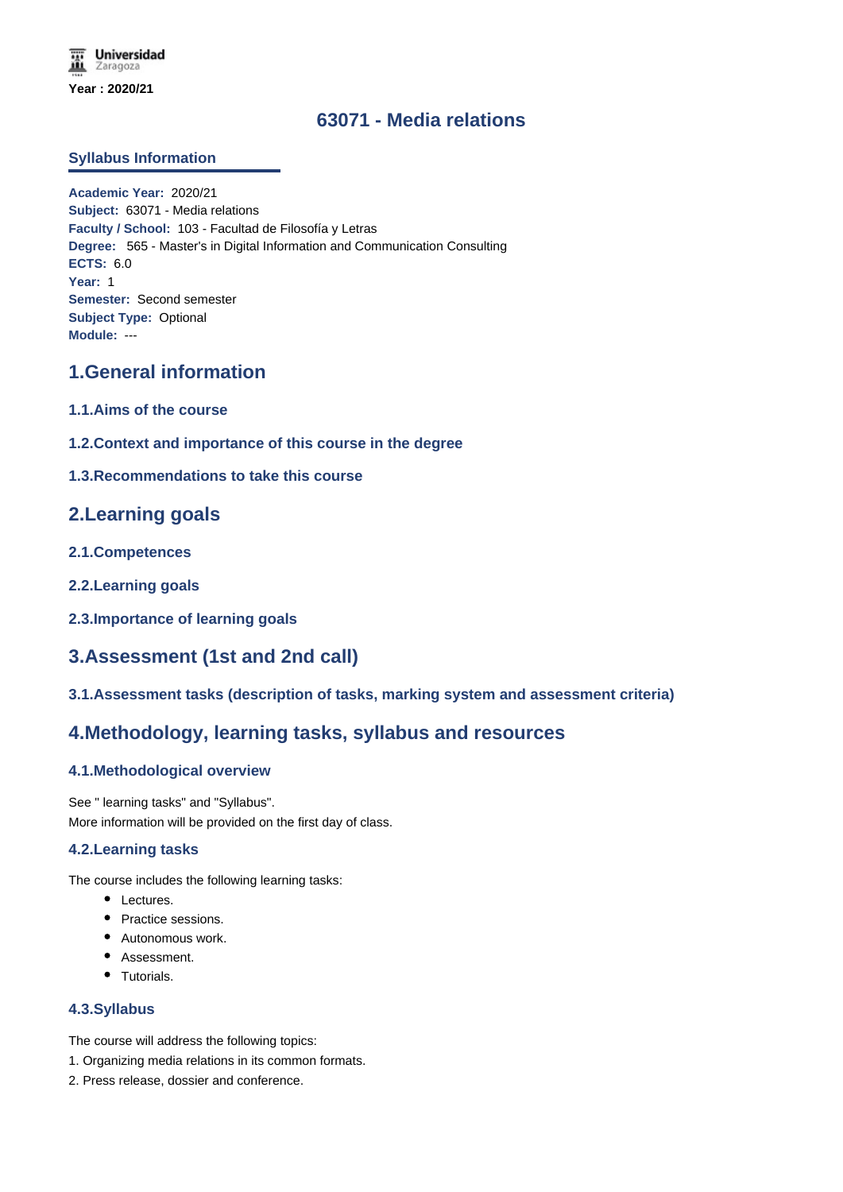Universidad Zaragoza

**Year : 2020/21**

# 63071 - Media relations

## Syllabus Information

**Academic Year:** 2020/21
**Subject:** 63071 - Media relations
**Faculty / School:** 103 - Facultad de Filosofía y Letras
**Degree:** 565 - Master's in Digital Information and Communication Consulting
**ECTS:** 6.0
**Year:** 1
**Semester:** Second semester
**Subject Type:** Optional
**Module:** ---

## 1.General information

### 1.1.Aims of the course

### 1.2.Context and importance of this course in the degree

### 1.3.Recommendations to take this course

## 2.Learning goals

### 2.1.Competences

### 2.2.Learning goals

### 2.3.Importance of learning goals

## 3.Assessment (1st and 2nd call)

### 3.1.Assessment tasks (description of tasks, marking system and assessment criteria)

## 4.Methodology, learning tasks, syllabus and resources

### 4.1.Methodological overview

See " learning tasks" and "Syllabus".
More information will be provided on the first day of class.

### 4.2.Learning tasks

The course includes the following learning tasks:

- Lectures.
- Practice sessions.
- Autonomous work.
- Assessment.
- Tutorials.

### 4.3.Syllabus

The course will address the following topics:

1. Organizing media relations in its common formats.
2. Press release, dossier and conference.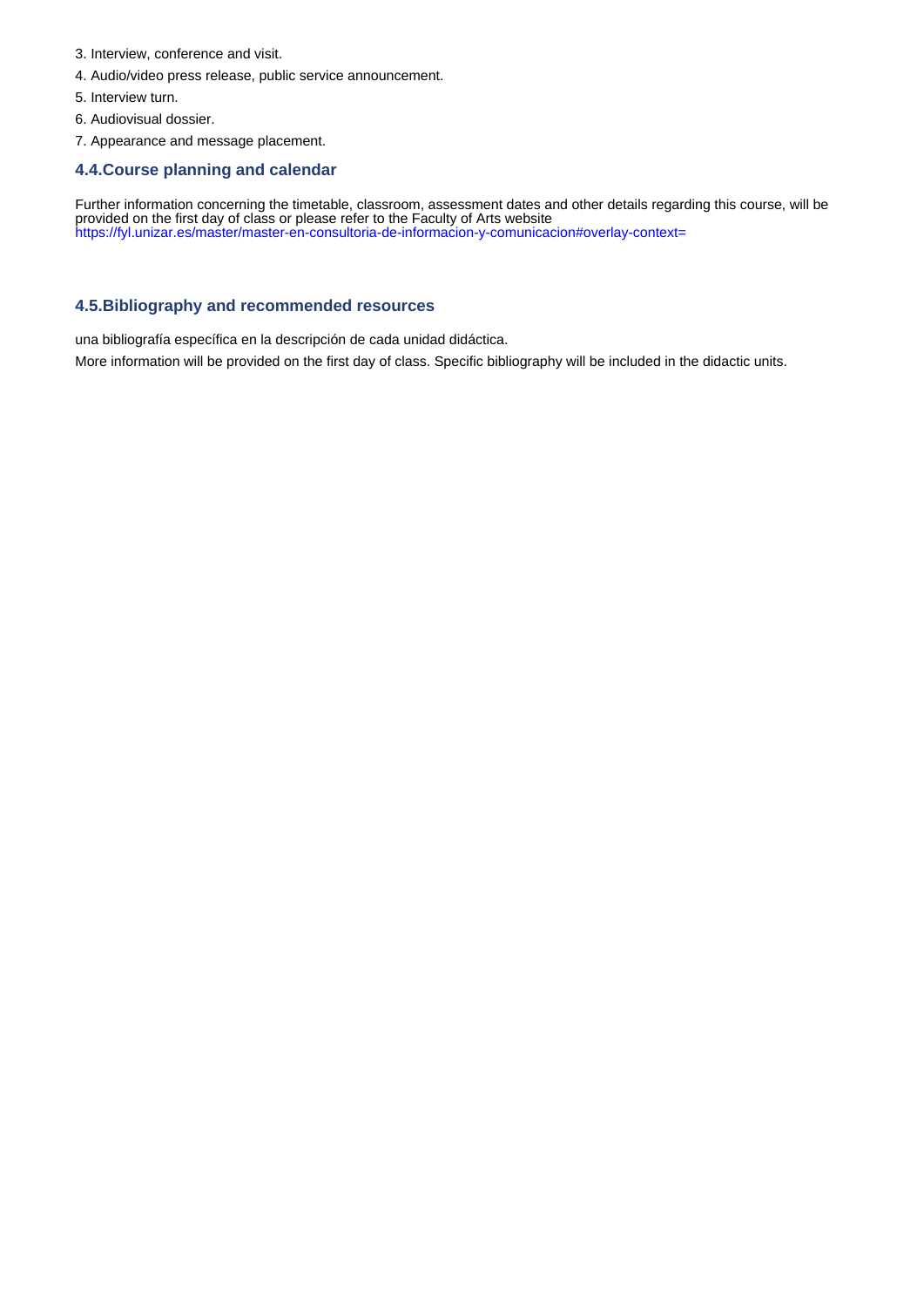3. Interview, conference and visit.
4. Audio/video press release, public service announcement.
5. Interview turn.
6. Audiovisual dossier.
7. Appearance and message placement.

## 4.4.Course planning and calendar

Further information concerning the timetable, classroom, assessment dates and other details regarding this course, will be provided on the first day of class or please refer to the Faculty of Arts website https://fyl.unizar.es/master/master-en-consultoria-de-informacion-y-comunicacion#overlay-context=

## 4.5.Bibliography and recommended resources

una bibliografía específica en la descripción de cada unidad didáctica.

More information will be provided on the first day of class. Specific bibliography will be included in the didactic units.